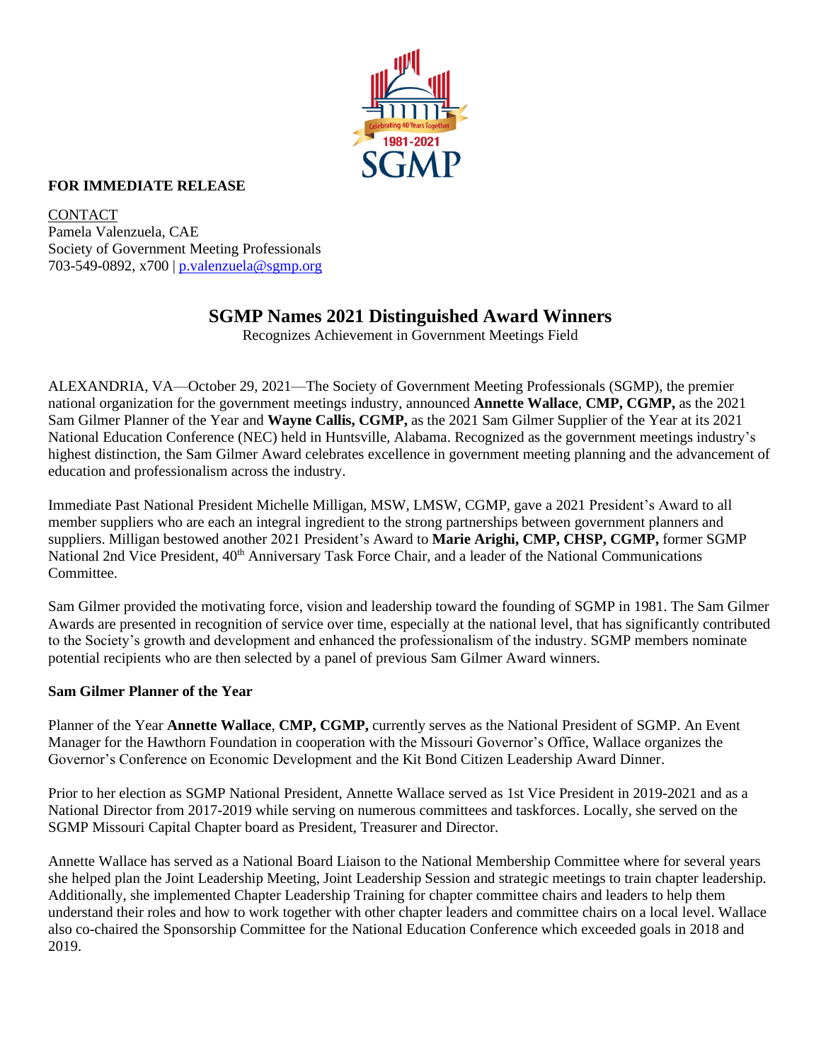**FOR IMMEDIATE RELEASE**

CONTACT
Pamela Valenzuela, CAE
Society of Government Meeting Professionals
703-549-0892, x700 | p.valenzuela@sgmp.org

## SGMP Names 2021 Distinguished Award Winners

Recognizes Achievement in Government Meetings Field

ALEXANDRIA, VA—October 29, 2021—The Society of Government Meeting Professionals (SGMP), the premier national organization for the government meetings industry, announced **Annette Wallace**, **CMP, CGMP,** as the 2021 Sam Gilmer Planner of the Year and **Wayne Callis, CGMP,** as the 2021 Sam Gilmer Supplier of the Year at its 2021 National Education Conference (NEC) held in Huntsville, Alabama. Recognized as the government meetings industry's highest distinction, the Sam Gilmer Award celebrates excellence in government meeting planning and the advancement of education and professionalism across the industry.

Immediate Past National President Michelle Milligan, MSW, LMSW, CGMP, gave a 2021 President's Award to all member suppliers who are each an integral ingredient to the strong partnerships between government planners and suppliers. Milligan bestowed another 2021 President's Award to **Marie Arighi, CMP, CHSP, CGMP,** former SGMP National 2nd Vice President, 40th Anniversary Task Force Chair, and a leader of the National Communications Committee.

Sam Gilmer provided the motivating force, vision and leadership toward the founding of SGMP in 1981. The Sam Gilmer Awards are presented in recognition of service over time, especially at the national level, that has significantly contributed to the Society's growth and development and enhanced the professionalism of the industry. SGMP members nominate potential recipients who are then selected by a panel of previous Sam Gilmer Award winners.

**Sam Gilmer Planner of the Year**

Planner of the Year **Annette Wallace**, **CMP, CGMP,** currently serves as the National President of SGMP. An Event Manager for the Hawthorn Foundation in cooperation with the Missouri Governor's Office, Wallace organizes the Governor's Conference on Economic Development and the Kit Bond Citizen Leadership Award Dinner.

Prior to her election as SGMP National President, Annette Wallace served as 1st Vice President in 2019-2021 and as a National Director from 2017-2019 while serving on numerous committees and taskforces. Locally, she served on the SGMP Missouri Capital Chapter board as President, Treasurer and Director.

Annette Wallace has served as a National Board Liaison to the National Membership Committee where for several years she helped plan the Joint Leadership Meeting, Joint Leadership Session and strategic meetings to train chapter leadership. Additionally, she implemented Chapter Leadership Training for chapter committee chairs and leaders to help them understand their roles and how to work together with other chapter leaders and committee chairs on a local level. Wallace also co-chaired the Sponsorship Committee for the National Education Conference which exceeded goals in 2018 and 2019.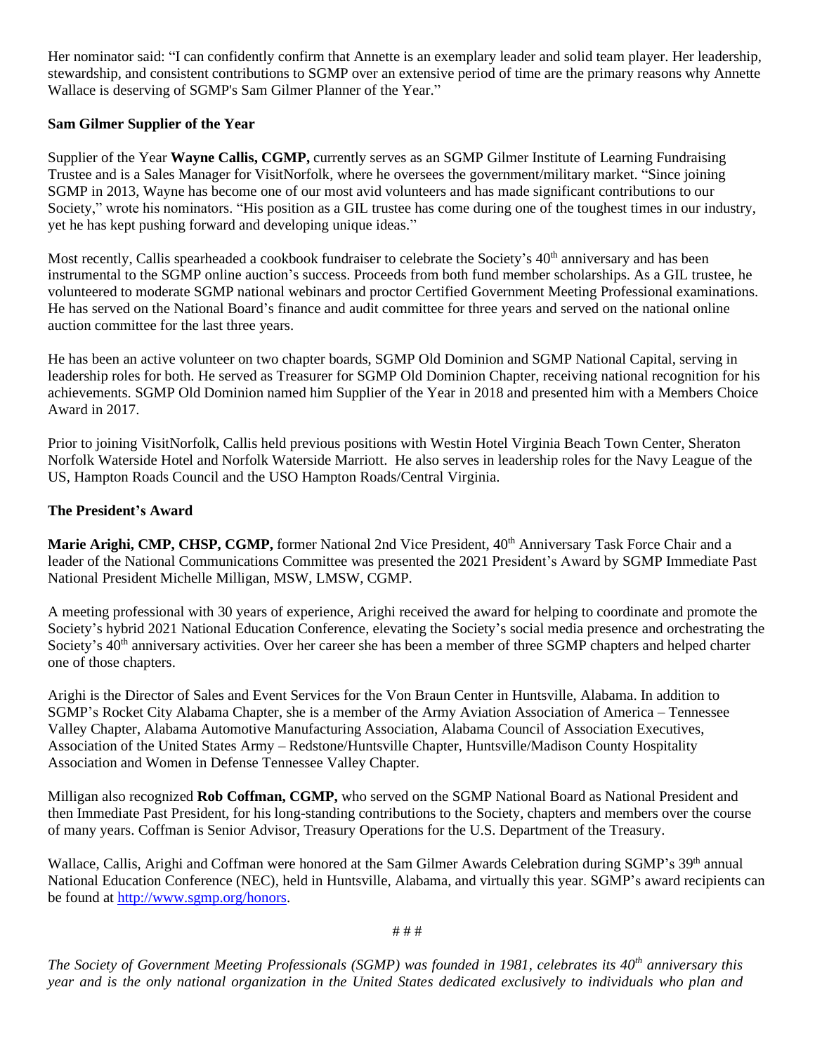Her nominator said: "I can confidently confirm that Annette is an exemplary leader and solid team player. Her leadership, stewardship, and consistent contributions to SGMP over an extensive period of time are the primary reasons why Annette Wallace is deserving of SGMP's Sam Gilmer Planner of the Year."

**Sam Gilmer Supplier of the Year**

Supplier of the Year **Wayne Callis, CGMP,** currently serves as an SGMP Gilmer Institute of Learning Fundraising Trustee and is a Sales Manager for VisitNorfolk, where he oversees the government/military market. "Since joining SGMP in 2013, Wayne has become one of our most avid volunteers and has made significant contributions to our Society," wrote his nominators. "His position as a GIL trustee has come during one of the toughest times in our industry, yet he has kept pushing forward and developing unique ideas."

Most recently, Callis spearheaded a cookbook fundraiser to celebrate the Society's 40th anniversary and has been instrumental to the SGMP online auction's success. Proceeds from both fund member scholarships. As a GIL trustee, he volunteered to moderate SGMP national webinars and proctor Certified Government Meeting Professional examinations. He has served on the National Board's finance and audit committee for three years and served on the national online auction committee for the last three years.

He has been an active volunteer on two chapter boards, SGMP Old Dominion and SGMP National Capital, serving in leadership roles for both. He served as Treasurer for SGMP Old Dominion Chapter, receiving national recognition for his achievements. SGMP Old Dominion named him Supplier of the Year in 2018 and presented him with a Members Choice Award in 2017.

Prior to joining VisitNorfolk, Callis held previous positions with Westin Hotel Virginia Beach Town Center, Sheraton Norfolk Waterside Hotel and Norfolk Waterside Marriott. He also serves in leadership roles for the Navy League of the US, Hampton Roads Council and the USO Hampton Roads/Central Virginia.

**The President's Award**

**Marie Arighi, CMP, CHSP, CGMP,** former National 2nd Vice President, 40th Anniversary Task Force Chair and a leader of the National Communications Committee was presented the 2021 President's Award by SGMP Immediate Past National President Michelle Milligan, MSW, LMSW, CGMP.

A meeting professional with 30 years of experience, Arighi received the award for helping to coordinate and promote the Society's hybrid 2021 National Education Conference, elevating the Society's social media presence and orchestrating the Society's 40th anniversary activities. Over her career she has been a member of three SGMP chapters and helped charter one of those chapters.

Arighi is the Director of Sales and Event Services for the Von Braun Center in Huntsville, Alabama. In addition to SGMP's Rocket City Alabama Chapter, she is a member of the Army Aviation Association of America – Tennessee Valley Chapter, Alabama Automotive Manufacturing Association, Alabama Council of Association Executives, Association of the United States Army – Redstone/Huntsville Chapter, Huntsville/Madison County Hospitality Association and Women in Defense Tennessee Valley Chapter.

Milligan also recognized **Rob Coffman, CGMP,** who served on the SGMP National Board as National President and then Immediate Past President, for his long-standing contributions to the Society, chapters and members over the course of many years. Coffman is Senior Advisor, Treasury Operations for the U.S. Department of the Treasury.

Wallace, Callis, Arighi and Coffman were honored at the Sam Gilmer Awards Celebration during SGMP's 39th annual National Education Conference (NEC), held in Huntsville, Alabama, and virtually this year. SGMP's award recipients can be found at http://www.sgmp.org/honors.

# # #

*The Society of Government Meeting Professionals (SGMP) was founded in 1981, celebrates its 40th anniversary this year and is the only national organization in the United States dedicated exclusively to individuals who plan and*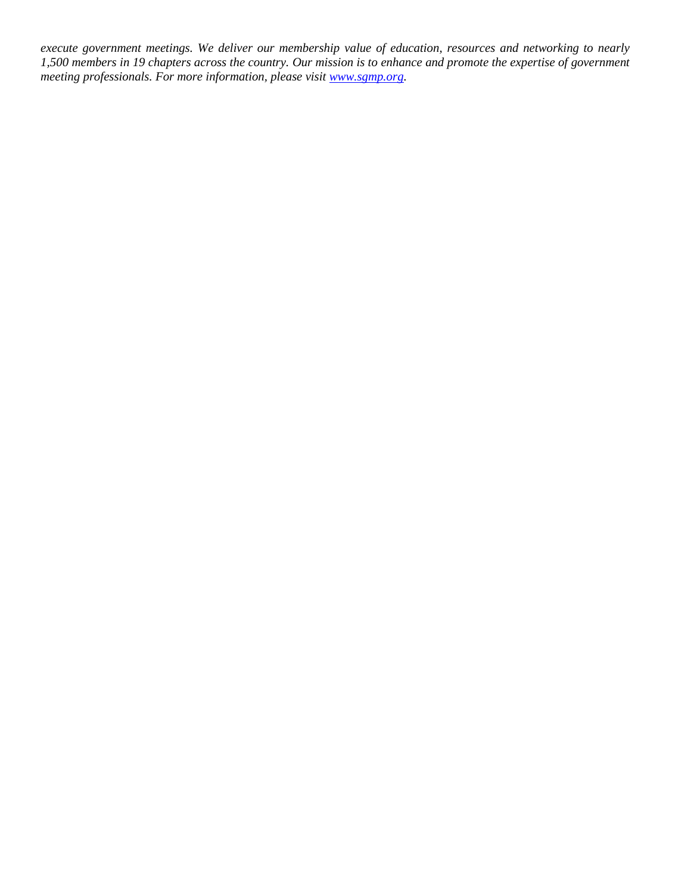*execute government meetings. We deliver our membership value of education, resources and networking to nearly 1,500 members in 19 chapters across the country. Our mission is to enhance and promote the expertise of government meeting professionals. For more information, please visit [www.sgmp.org](http://www.sgmp.org).*